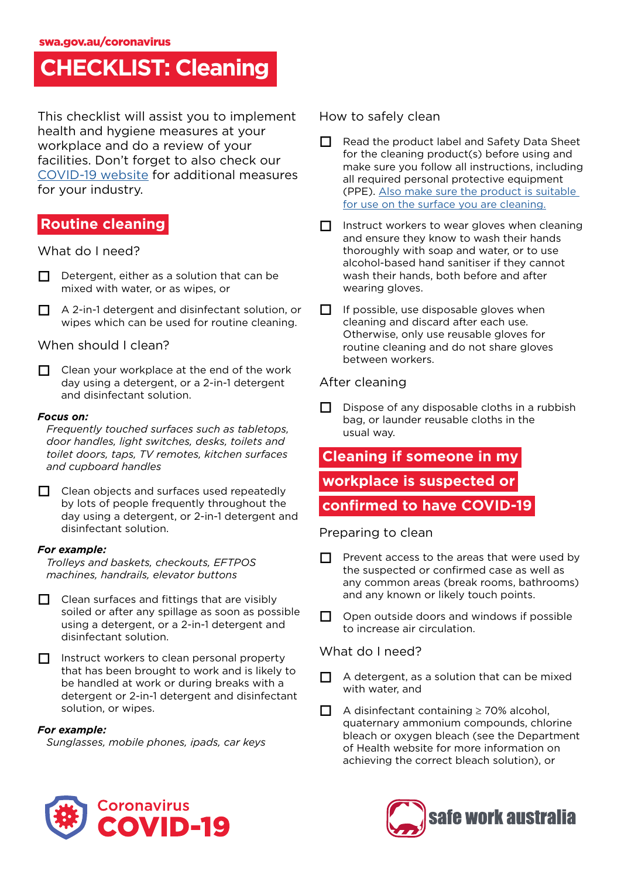swa.gov.au/coronavirus

# CHECKLIST: Cleaning

This checklist will assist you to implement health and hygiene measures at your workplace and do a review of your facilities. Don't forget to also check our COVID-19 website for additional measures for your industry.

## Routine cleaning

### What do I need?

- ☐ Detergent, either as a solution that can be mixed with water, or as wipes, or
- ☐ A 2-in-1 detergent and disinfectant solution, or wipes which can be used for routine cleaning.

### When should I clean?

- ☐ Clean your workplace at the end of the work day using a detergent, or a 2-in-1 detergent and disinfectant solution.

***Focus on:***
*Frequently touched surfaces such as tabletops, door handles, light switches, desks, toilets and toilet doors, taps, TV remotes, kitchen surfaces and cupboard handles*

- ☐ Clean objects and surfaces used repeatedly by lots of people frequently throughout the day using a detergent, or 2-in-1 detergent and disinfectant solution.

***For example:***
*Trolleys and baskets, checkouts, EFTPOS machines, handrails, elevator buttons*

- ☐ Clean surfaces and fittings that are visibly soiled or after any spillage as soon as possible using a detergent, or a 2-in-1 detergent and disinfectant solution.
- ☐ Instruct workers to clean personal property that has been brought to work and is likely to be handled at work or during breaks with a detergent or 2-in-1 detergent and disinfectant solution, or wipes.

***For example:***
*Sunglasses, mobile phones, ipads, car keys*

### How to safely clean

- ☐ Read the product label and Safety Data Sheet for the cleaning product(s) before using and make sure you follow all instructions, including all required personal protective equipment (PPE). Also make sure the product is suitable for use on the surface you are cleaning.
- ☐ Instruct workers to wear gloves when cleaning and ensure they know to wash their hands thoroughly with soap and water, or to use alcohol-based hand sanitiser if they cannot wash their hands, both before and after wearing gloves.
- ☐ If possible, use disposable gloves when cleaning and discard after each use. Otherwise, only use reusable gloves for routine cleaning and do not share gloves between workers.

### After cleaning

- ☐ Dispose of any disposable cloths in a rubbish bag, or launder reusable cloths in the usual way.

## Cleaning if someone in my workplace is suspected or confirmed to have COVID-19

### Preparing to clean

- ☐ Prevent access to the areas that were used by the suspected or confirmed case as well as any common areas (break rooms, bathrooms) and any known or likely touch points.
- ☐ Open outside doors and windows if possible to increase air circulation.

### What do I need?

- ☐ A detergent, as a solution that can be mixed with water, and
- ☐ A disinfectant containing $\geq$ 70% alcohol, quaternary ammonium compounds, chlorine bleach or oxygen bleach (see the Department of Health website for more information on achieving the correct bleach solution), or

Coronavirus COVID-19

safe work australia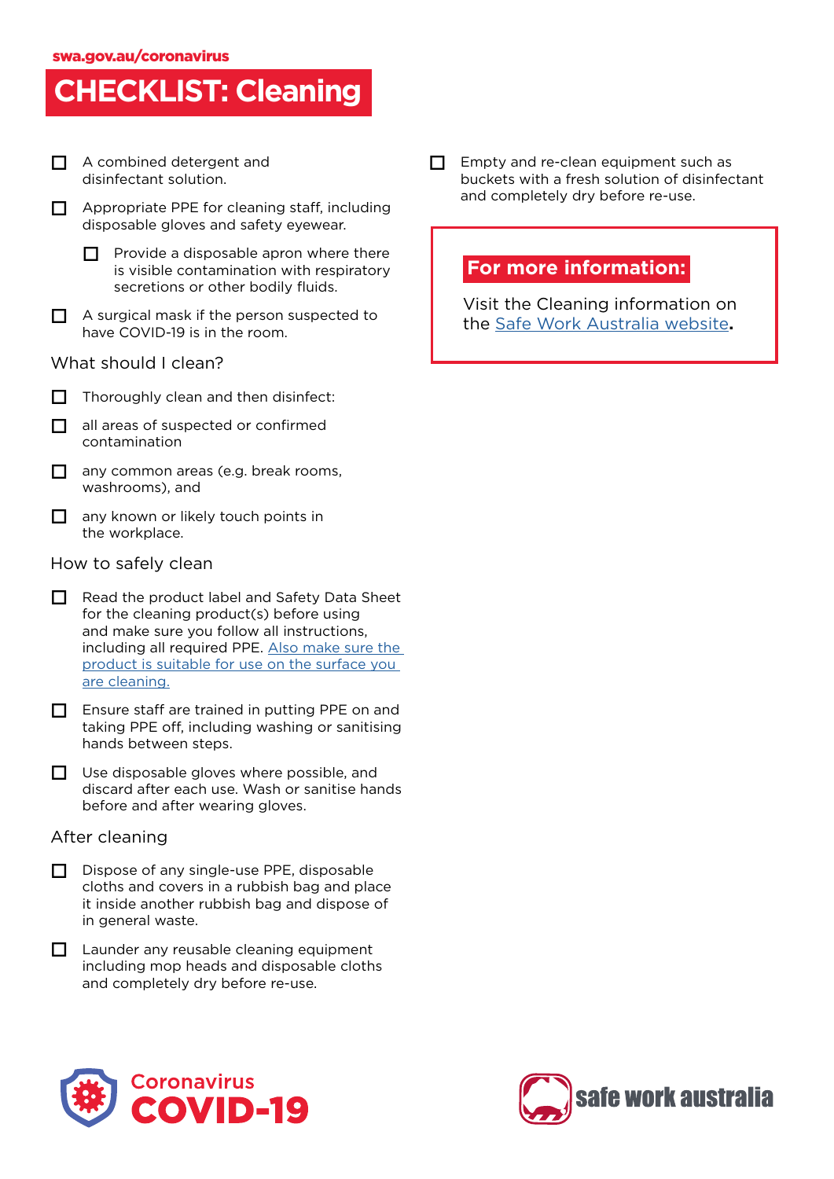swa.gov.au/coronavirus

# CHECKLIST: Cleaning

- ☐ A combined detergent and disinfectant solution.
- ☐ Appropriate PPE for cleaning staff, including disposable gloves and safety eyewear.
  - ☐ Provide a disposable apron where there is visible contamination with respiratory secretions or other bodily fluids.
- ☐ A surgical mask if the person suspected to have COVID-19 is in the room.

## What should I clean?

- ☐ Thoroughly clean and then disinfect:
- ☐ all areas of suspected or confirmed contamination
- ☐ any common areas (e.g. break rooms, washrooms), and
- ☐ any known or likely touch points in the workplace.

## How to safely clean

- ☐ Read the product label and Safety Data Sheet for the cleaning product(s) before using and make sure you follow all instructions, including all required PPE. Also make sure the product is suitable for use on the surface you are cleaning.
- ☐ Ensure staff are trained in putting PPE on and taking PPE off, including washing or sanitising hands between steps.
- ☐ Use disposable gloves where possible, and discard after each use. Wash or sanitise hands before and after wearing gloves.

## After cleaning

- ☐ Dispose of any single-use PPE, disposable cloths and covers in a rubbish bag and place it inside another rubbish bag and dispose of in general waste.
- ☐ Launder any reusable cleaning equipment including mop heads and disposable cloths and completely dry before re-use.
- ☐ Empty and re-clean equipment such as buckets with a fresh solution of disinfectant and completely dry before re-use.

**For more information:**

Visit the Cleaning information on the Safe Work Australia website.

Coronavirus COVID-19

safe work australia